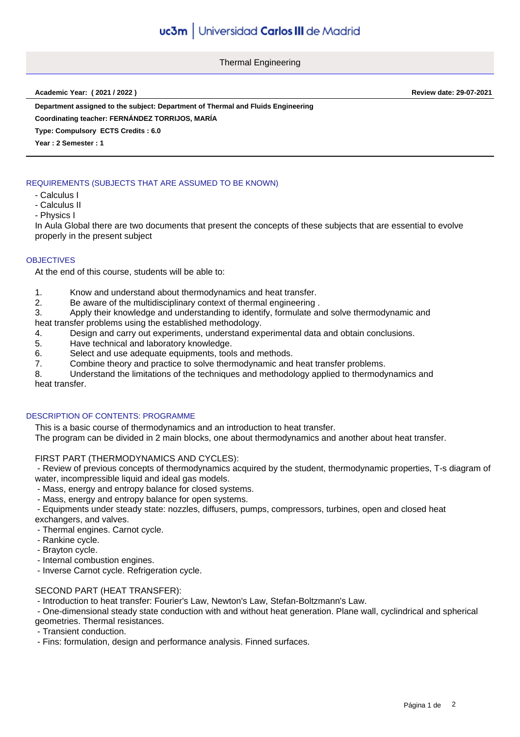# Thermal Engineering

**Academic Year: ( 2021 / 2022 )** **Review date: 29-07-2021**

**Department assigned to the subject: Department of Thermal and Fluids Engineering**

**Coordinating teacher: FERNÁNDEZ TORRIJOS, MARÍA**

**Type: Compulsory ECTS Credits : 6.0**

**Year : 2 Semester : 1**

## REQUIREMENTS (SUBJECTS THAT ARE ASSUMED TO BE KNOWN)

- Calculus I
- Calculus II
- Physics I

In Aula Global there are two documents that present the concepts of these subjects that are essential to evolve properly in the present subject

## OBJECTIVES

At the end of this course, students will be able to:

1. Know and understand about thermodynamics and heat transfer.
2. Be aware of the multidisciplinary context of thermal engineering .
3. Apply their knowledge and understanding to identify, formulate and solve thermodynamic and heat transfer problems using the established methodology.
4. Design and carry out experiments, understand experimental data and obtain conclusions.
5. Have technical and laboratory knowledge.
6. Select and use adequate equipments, tools and methods.
7. Combine theory and practice to solve thermodynamic and heat transfer problems.
8. Understand the limitations of the techniques and methodology applied to thermodynamics and heat transfer.

## DESCRIPTION OF CONTENTS: PROGRAMME

This is a basic course of thermodynamics and an introduction to heat transfer.
The program can be divided in 2 main blocks, one about thermodynamics and another about heat transfer.

FIRST PART (THERMODYNAMICS AND CYCLES):

- Review of previous concepts of thermodynamics acquired by the student, thermodynamic properties, T-s diagram of water, incompressible liquid and ideal gas models.
- Mass, energy and entropy balance for closed systems.
- Mass, energy and entropy balance for open systems.
- Equipments under steady state: nozzles, diffusers, pumps, compressors, turbines, open and closed heat exchangers, and valves.
- Thermal engines. Carnot cycle.
- Rankine cycle.
- Brayton cycle.
- Internal combustion engines.
- Inverse Carnot cycle. Refrigeration cycle.

SECOND PART (HEAT TRANSFER):

- Introduction to heat transfer: Fourier's Law, Newton's Law, Stefan-Boltzmann's Law.
- One-dimensional steady state conduction with and without heat generation. Plane wall, cyclindrical and spherical geometries. Thermal resistances.
- Transient conduction.
- Fins: formulation, design and performance analysis. Finned surfaces.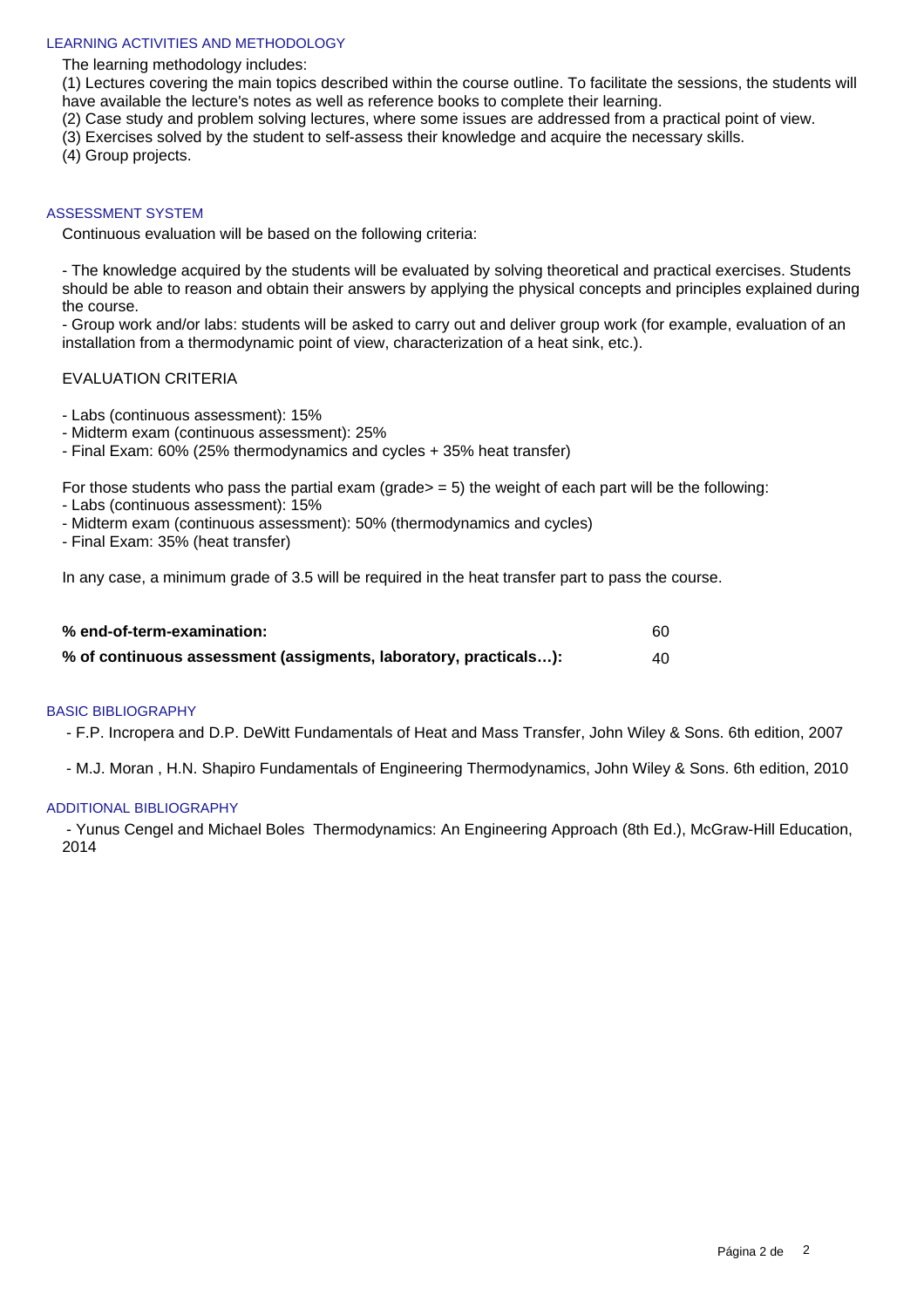## LEARNING ACTIVITIES AND METHODOLOGY

The learning methodology includes:

(1) Lectures covering the main topics described within the course outline. To facilitate the sessions, the students will have available the lecture's notes as well as reference books to complete their learning.

(2) Case study and problem solving lectures, where some issues are addressed from a practical point of view.

(3) Exercises solved by the student to self-assess their knowledge and acquire the necessary skills.

(4) Group projects.

## ASSESSMENT SYSTEM

Continuous evaluation will be based on the following criteria:

- The knowledge acquired by the students will be evaluated by solving theoretical and practical exercises. Students should be able to reason and obtain their answers by applying the physical concepts and principles explained during the course.
- Group work and/or labs: students will be asked to carry out and deliver group work (for example, evaluation of an installation from a thermodynamic point of view, characterization of a heat sink, etc.).

EVALUATION CRITERIA

- Labs (continuous assessment): 15%
- Midterm exam (continuous assessment): 25%
- Final Exam: 60% (25% thermodynamics and cycles + 35% heat transfer)

For those students who pass the partial exam (grade> = 5) the weight of each part will be the following:

- Labs (continuous assessment): 15%
- Midterm exam (continuous assessment): 50% (thermodynamics and cycles)
- Final Exam: 35% (heat transfer)

In any case, a minimum grade of 3.5 will be required in the heat transfer part to pass the course.

| | |
|---|---|
| **% end-of-term-examination:** | 60 |
| **% of continuous assessment (assigments, laboratory, practicals…):** | 40 |

## BASIC BIBLIOGRAPHY

- F.P. Incropera and D.P. DeWitt Fundamentals of Heat and Mass Transfer, John Wiley & Sons. 6th edition, 2007
- M.J. Moran , H.N. Shapiro Fundamentals of Engineering Thermodynamics, John Wiley & Sons. 6th edition, 2010

## ADDITIONAL BIBLIOGRAPHY

- Yunus Cengel and Michael Boles Thermodynamics: An Engineering Approach (8th Ed.), McGraw-Hill Education, 2014